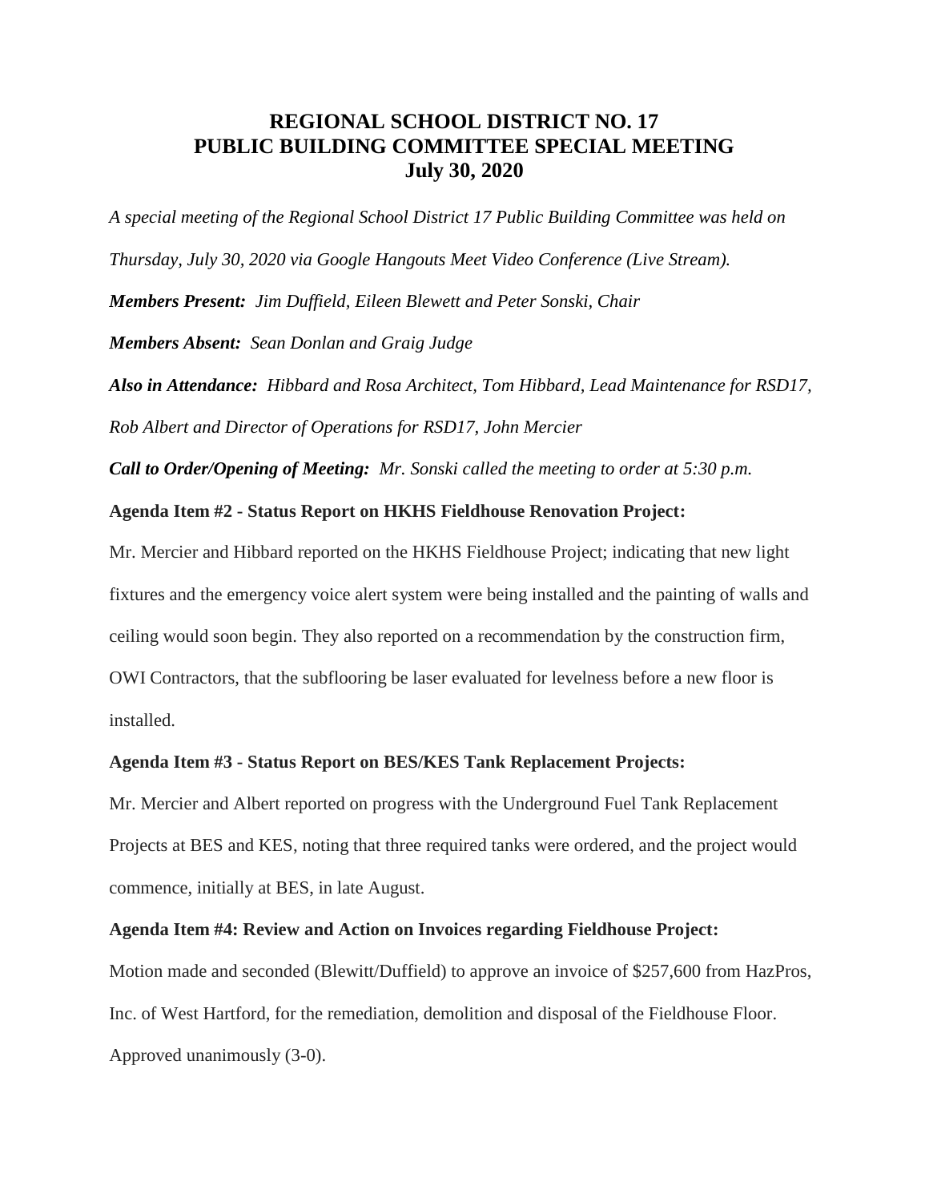# REGIONAL SCHOOL DISTRICT NO. 17
# PUBLIC BUILDING COMMITTEE SPECIAL MEETING
# July 30, 2020

*A special meeting of the Regional School District 17 Public Building Committee was held on Thursday, July 30, 2020 via Google Hangouts Meet Video Conference (Live Stream).*

***Members Present:*** *Jim Duffield, Eileen Blewett and Peter Sonski, Chair*

***Members Absent:*** *Sean Donlan and Graig Judge*

***Also in Attendance:*** *Hibbard and Rosa Architect, Tom Hibbard, Lead Maintenance for RSD17, Rob Albert and Director of Operations for RSD17, John Mercier*

***Call to Order/Opening of Meeting:*** *Mr. Sonski called the meeting to order at 5:30 p.m.*

**Agenda Item #2 - Status Report on HKHS Fieldhouse Renovation Project:**

Mr. Mercier and Hibbard reported on the HKHS Fieldhouse Project; indicating that new light fixtures and the emergency voice alert system were being installed and the painting of walls and ceiling would soon begin. They also reported on a recommendation by the construction firm, OWI Contractors, that the subflooring be laser evaluated for levelness before a new floor is installed.

**Agenda Item #3 - Status Report on BES/KES Tank Replacement Projects:**

Mr. Mercier and Albert reported on progress with the Underground Fuel Tank Replacement Projects at BES and KES, noting that three required tanks were ordered, and the project would commence, initially at BES, in late August.

**Agenda Item #4: Review and Action on Invoices regarding Fieldhouse Project:**

Motion made and seconded (Blewitt/Duffield) to approve an invoice of $257,600 from HazPros, Inc. of West Hartford, for the remediation, demolition and disposal of the Fieldhouse Floor. Approved unanimously (3-0).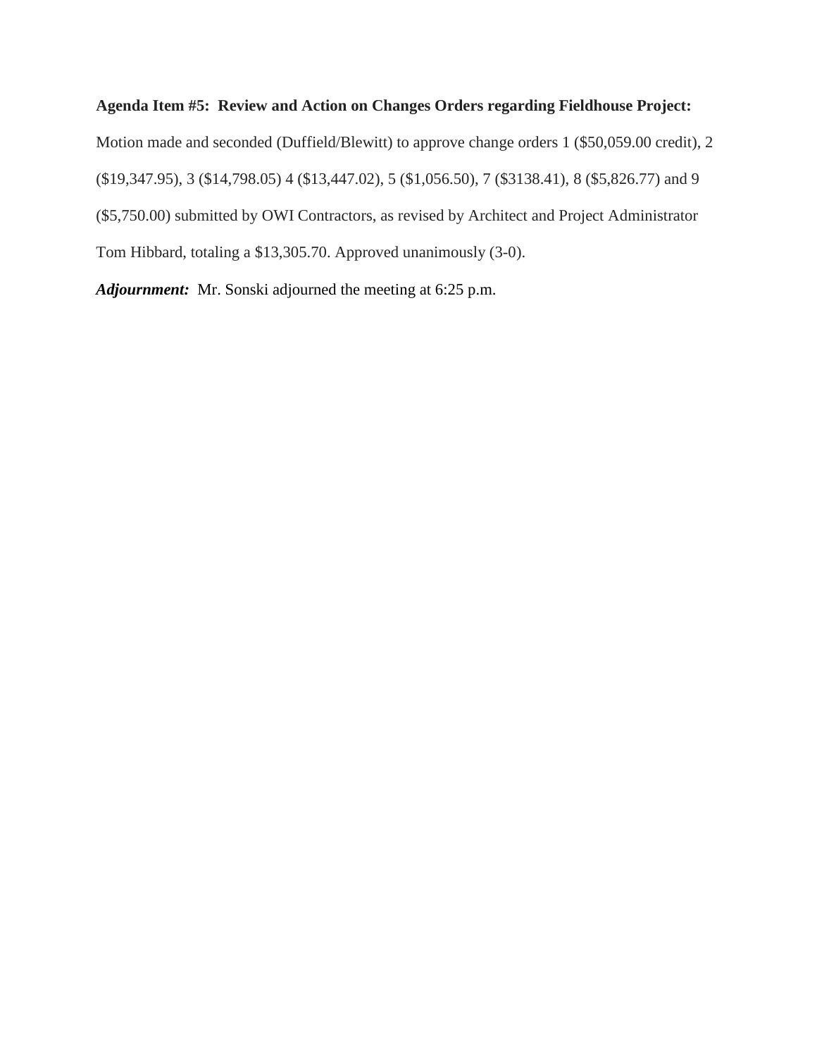**Agenda Item #5: Review and Action on Changes Orders regarding Fieldhouse Project:**

Motion made and seconded (Duffield/Blewitt) to approve change orders 1 ($50,059.00 credit), 2 ($19,347.95), 3 ($14,798.05) 4 ($13,447.02), 5 ($1,056.50), 7 ($3138.41), 8 ($5,826.77) and 9 ($5,750.00) submitted by OWI Contractors, as revised by Architect and Project Administrator Tom Hibbard, totaling a $13,305.70. Approved unanimously (3-0).

***Adjournment:*** Mr. Sonski adjourned the meeting at 6:25 p.m.